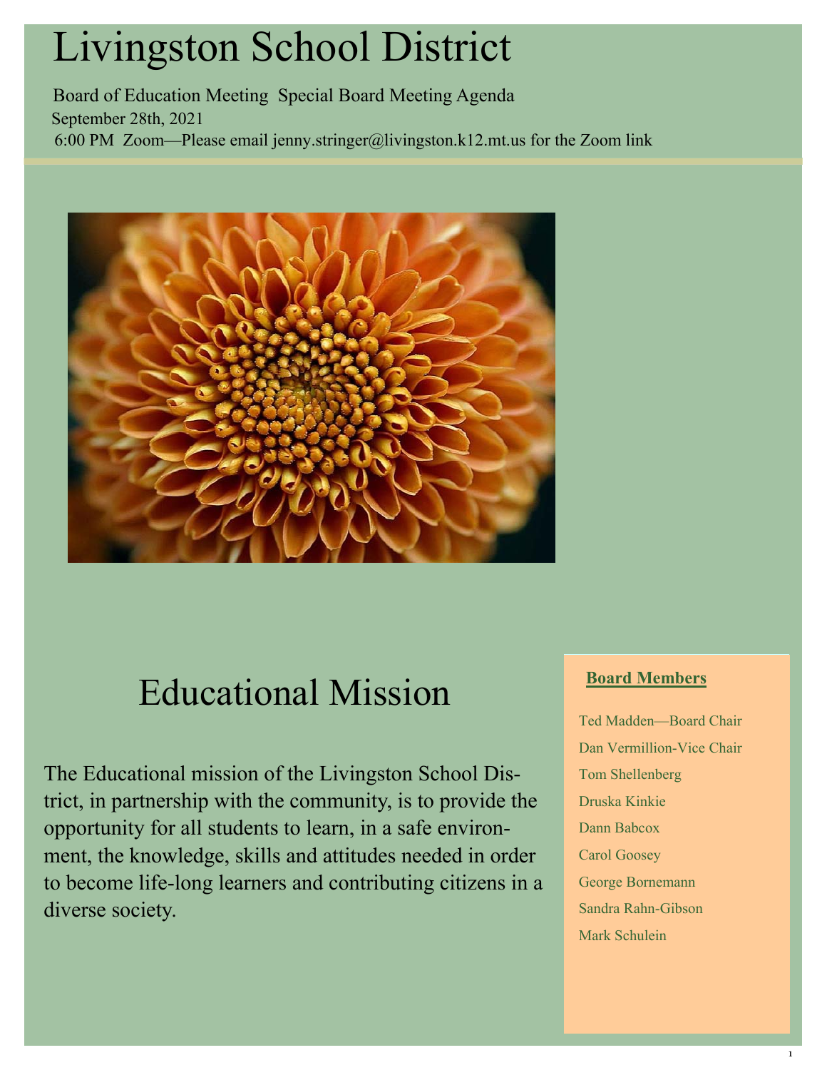# Livingston School District

Board of Education Meeting Special Board Meeting Agenda
September 28th, 2021
6:00 PM Zoom—Please email jenny.stringer@livingston.k12.mt.us for the Zoom link

## Educational Mission

The Educational mission of the Livingston School District, in partnership with the community, is to provide the opportunity for all students to learn, in a safe environment, the knowledge, skills and attitudes needed in order to become life-long learners and contributing citizens in a diverse society.

**Board Members**

Ted Madden—Board Chair
Dan Vermillion-Vice Chair
Tom Shellenberg
Druska Kinkie
Dann Babcox
Carol Goosey
George Bornemann
Sandra Rahn-Gibson
Mark Schulein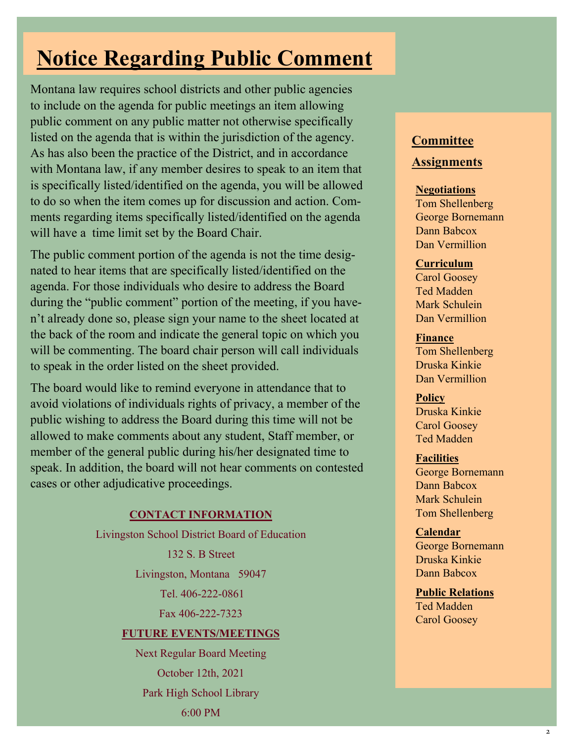# Notice Regarding Public Comment

Montana law requires school districts and other public agencies to include on the agenda for public meetings an item allowing public comment on any public matter not otherwise specifically listed on the agenda that is within the jurisdiction of the agency. As has also been the practice of the District, and in accordance with Montana law, if any member desires to speak to an item that is specifically listed/identified on the agenda, you will be allowed to do so when the item comes up for discussion and action. Comments regarding items specifically listed/identified on the agenda will have a time limit set by the Board Chair.

The public comment portion of the agenda is not the time designated to hear items that are specifically listed/identified on the agenda. For those individuals who desire to address the Board during the "public comment" portion of the meeting, if you haven't already done so, please sign your name to the sheet located at the back of the room and indicate the general topic on which you will be commenting. The board chair person will call individuals to speak in the order listed on the sheet provided.

The board would like to remind everyone in attendance that to avoid violations of individuals rights of privacy, a member of the public wishing to address the Board during this time will not be allowed to make comments about any student, Staff member, or member of the general public during his/her designated time to speak. In addition, the board will not hear comments on contested cases or other adjudicative proceedings.

**CONTACT INFORMATION**

Livingston School District Board of Education

132 S. B Street

Livingston, Montana 59047

Tel. 406-222-0861

Fax 406-222-7323

**FUTURE EVENTS/MEETINGS**

Next Regular Board Meeting

October 12th, 2021

Park High School Library

6:00 PM

## Committee Assignments

**Negotiations**
Tom Shellenberg
George Bornemann
Dann Babcox
Dan Vermillion

**Curriculum**
Carol Goosey
Ted Madden
Mark Schulein
Dan Vermillion

**Finance**
Tom Shellenberg
Druska Kinkie
Dan Vermillion

**Policy**
Druska Kinkie
Carol Goosey
Ted Madden

**Facilities**
George Bornemann
Dann Babcox
Mark Schulein
Tom Shellenberg

**Calendar**
George Bornemann
Druska Kinkie
Dann Babcox

**Public Relations**
Ted Madden
Carol Goosey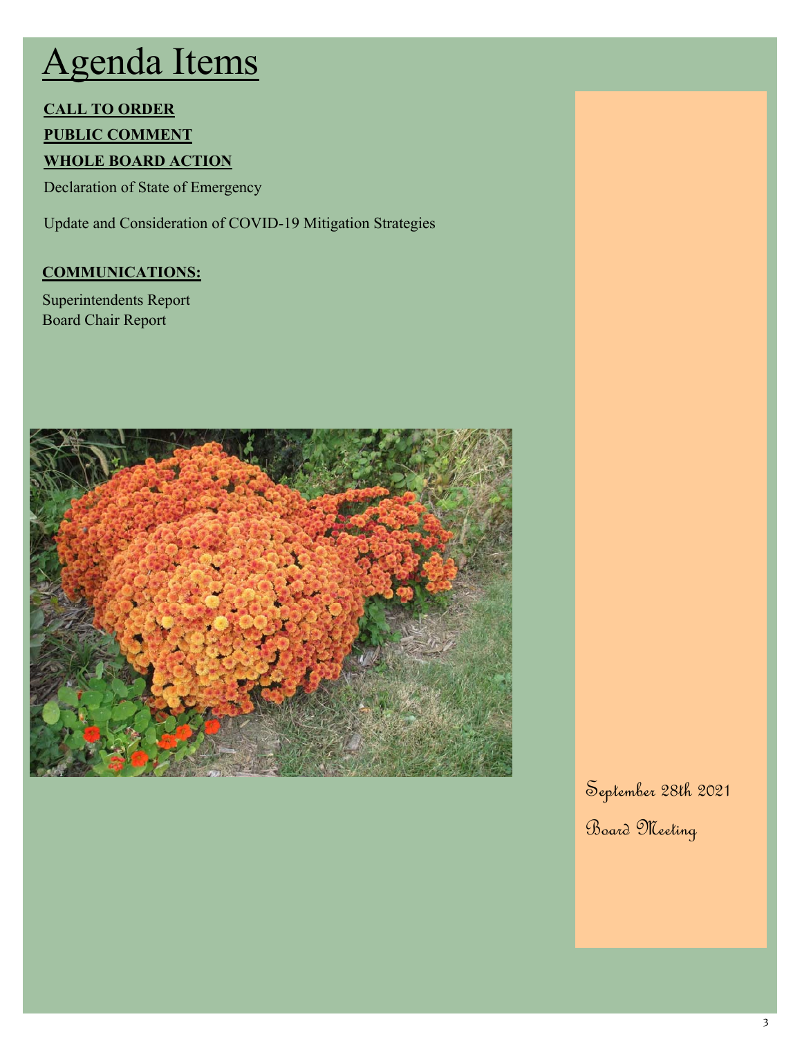# Agenda Items

**CALL TO ORDER**

**PUBLIC COMMENT**

**WHOLE BOARD ACTION**

Declaration of State of Emergency

Update and Consideration of COVID-19 Mitigation Strategies

**COMMUNICATIONS:**

Superintendents Report
Board Chair Report

September 28th 2021

Board Meeting